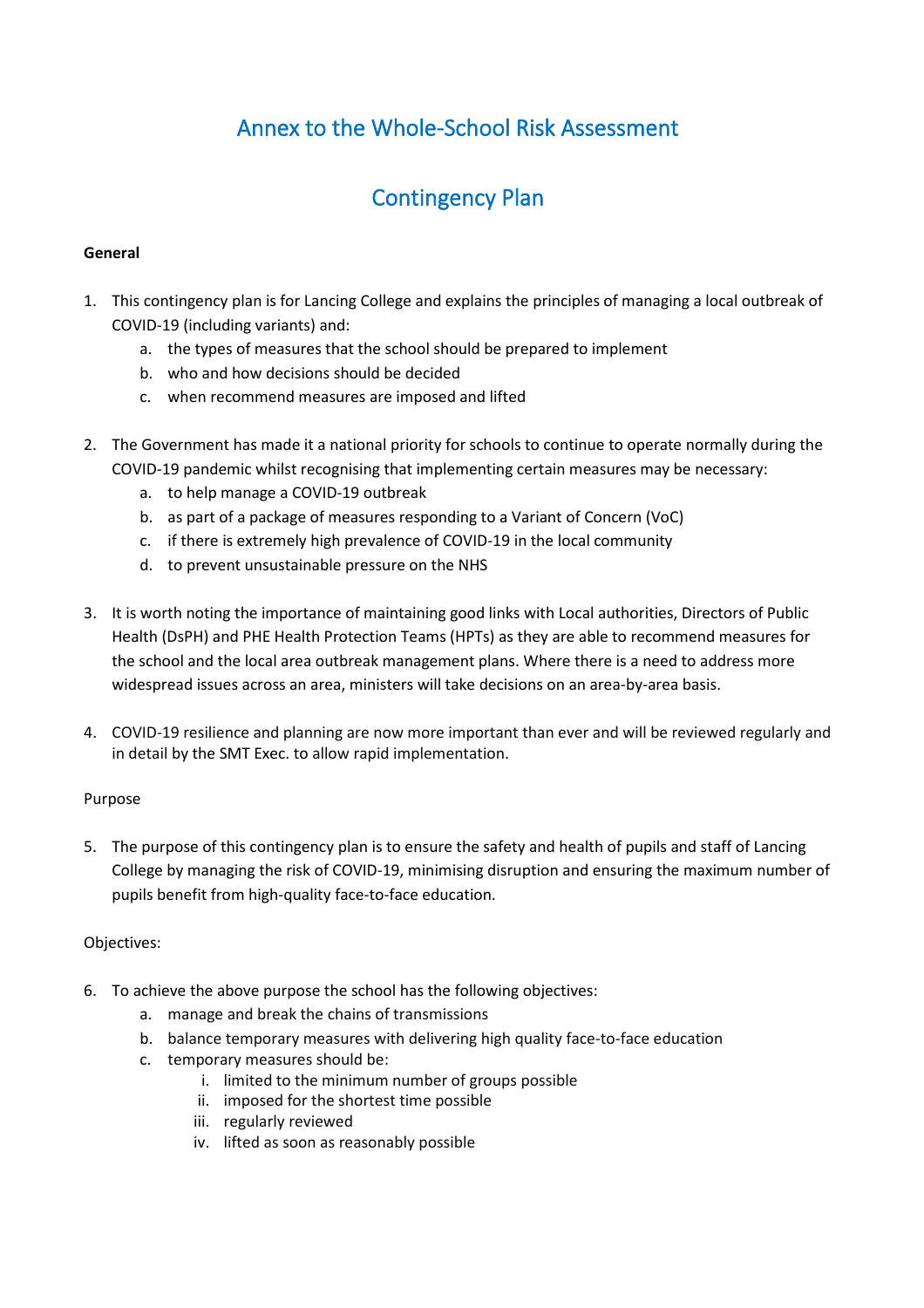# Annex to the Whole-School Risk Assessment

# Contingency Plan

**General**

1. This contingency plan is for Lancing College and explains the principles of managing a local outbreak of COVID-19 (including variants) and:
    a. the types of measures that the school should be prepared to implement
    b. who and how decisions should be decided
    c. when recommend measures are imposed and lifted

2. The Government has made it a national priority for schools to continue to operate normally during the COVID-19 pandemic whilst recognising that implementing certain measures may be necessary:
    a. to help manage a COVID-19 outbreak
    b. as part of a package of measures responding to a Variant of Concern (VoC)
    c. if there is extremely high prevalence of COVID-19 in the local community
    d. to prevent unsustainable pressure on the NHS

3. It is worth noting the importance of maintaining good links with Local authorities, Directors of Public Health (DsPH) and PHE Health Protection Teams (HPTs) as they are able to recommend measures for the school and the local area outbreak management plans. Where there is a need to address more widespread issues across an area, ministers will take decisions on an area-by-area basis.

4. COVID-19 resilience and planning are now more important than ever and will be reviewed regularly and in detail by the SMT Exec. to allow rapid implementation.

Purpose

5. The purpose of this contingency plan is to ensure the safety and health of pupils and staff of Lancing College by managing the risk of COVID-19, minimising disruption and ensuring the maximum number of pupils benefit from high-quality face-to-face education.

Objectives:

6. To achieve the above purpose the school has the following objectives:
    a. manage and break the chains of transmissions
    b. balance temporary measures with delivering high quality face-to-face education
    c. temporary measures should be:
        i. limited to the minimum number of groups possible
        ii. imposed for the shortest time possible
        iii. regularly reviewed
        iv. lifted as soon as reasonably possible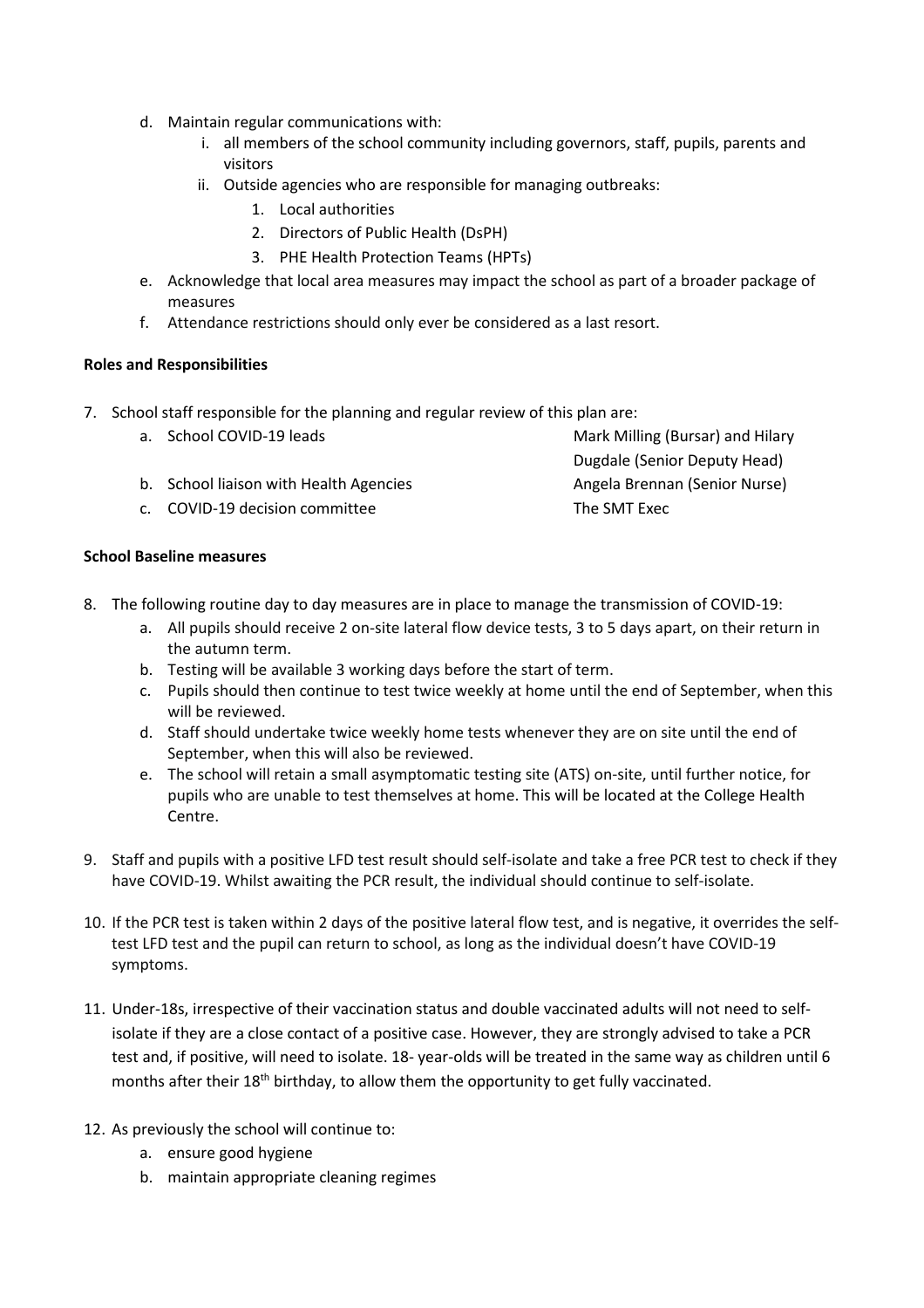d. Maintain regular communications with:
   i. all members of the school community including governors, staff, pupils, parents and visitors
   ii. Outside agencies who are responsible for managing outbreaks:
      1. Local authorities
      2. Directors of Public Health (DsPH)
      3. PHE Health Protection Teams (HPTs)
e. Acknowledge that local area measures may impact the school as part of a broader package of measures
f. Attendance restrictions should only ever be considered as a last resort.

**Roles and Responsibilities**

7. School staff responsible for the planning and regular review of this plan are:

| | |
|---|---|
| a. School COVID-19 leads | Mark Milling (Bursar) and Hilary Dugdale (Senior Deputy Head) |
| b. School liaison with Health Agencies | Angela Brennan (Senior Nurse) |
| c. COVID-19 decision committee | The SMT Exec |

**School Baseline measures**

8. The following routine day to day measures are in place to manage the transmission of COVID-19:
   a. All pupils should receive 2 on-site lateral flow device tests, 3 to 5 days apart, on their return in the autumn term.
   b. Testing will be available 3 working days before the start of term.
   c. Pupils should then continue to test twice weekly at home until the end of September, when this will be reviewed.
   d. Staff should undertake twice weekly home tests whenever they are on site until the end of September, when this will also be reviewed.
   e. The school will retain a small asymptomatic testing site (ATS) on-site, until further notice, for pupils who are unable to test themselves at home. This will be located at the College Health Centre.

9. Staff and pupils with a positive LFD test result should self-isolate and take a free PCR test to check if they have COVID-19. Whilst awaiting the PCR result, the individual should continue to self-isolate.

10. If the PCR test is taken within 2 days of the positive lateral flow test, and is negative, it overrides the self-test LFD test and the pupil can return to school, as long as the individual doesn't have COVID-19 symptoms.

11. Under-18s, irrespective of their vaccination status and double vaccinated adults will not need to self-isolate if they are a close contact of a positive case. However, they are strongly advised to take a PCR test and, if positive, will need to isolate. 18- year-olds will be treated in the same way as children until 6 months after their 18th birthday, to allow them the opportunity to get fully vaccinated.

12. As previously the school will continue to:
    a. ensure good hygiene
    b. maintain appropriate cleaning regimes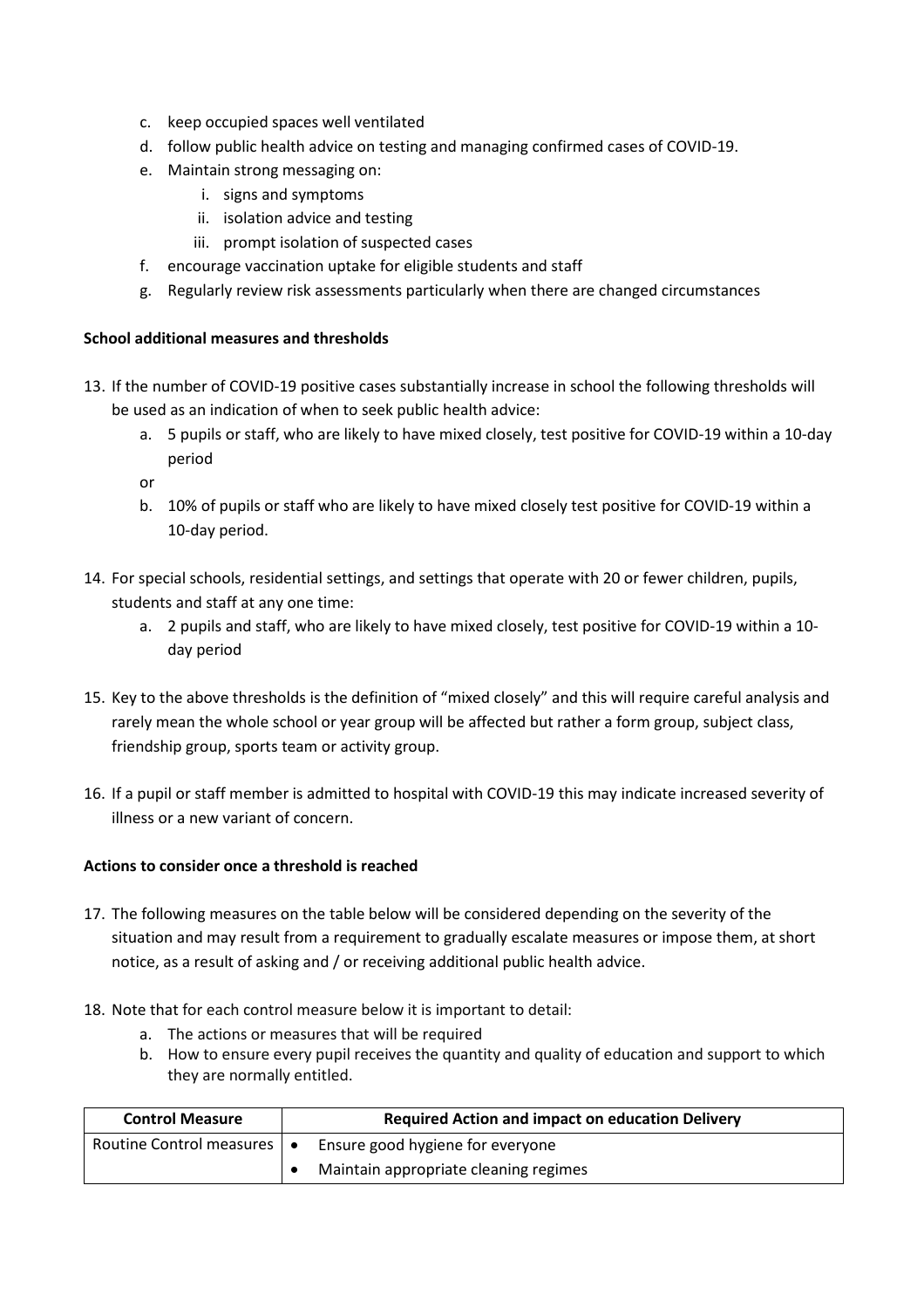c. keep occupied spaces well ventilated
d. follow public health advice on testing and managing confirmed cases of COVID-19.
e. Maintain strong messaging on:
    i. signs and symptoms
    ii. isolation advice and testing
    iii. prompt isolation of suspected cases
f. encourage vaccination uptake for eligible students and staff
g. Regularly review risk assessments particularly when there are changed circumstances

**School additional measures and thresholds**

13. If the number of COVID-19 positive cases substantially increase in school the following thresholds will be used as an indication of when to seek public health advice:
    a. 5 pupils or staff, who are likely to have mixed closely, test positive for COVID-19 within a 10-day period

    or

    b. 10% of pupils or staff who are likely to have mixed closely test positive for COVID-19 within a 10-day period.

14. For special schools, residential settings, and settings that operate with 20 or fewer children, pupils, students and staff at any one time:
    a. 2 pupils and staff, who are likely to have mixed closely, test positive for COVID-19 within a 10-day period

15. Key to the above thresholds is the definition of "mixed closely" and this will require careful analysis and rarely mean the whole school or year group will be affected but rather a form group, subject class, friendship group, sports team or activity group.

16. If a pupil or staff member is admitted to hospital with COVID-19 this may indicate increased severity of illness or a new variant of concern.

**Actions to consider once a threshold is reached**

17. The following measures on the table below will be considered depending on the severity of the situation and may result from a requirement to gradually escalate measures or impose them, at short notice, as a result of asking and / or receiving additional public health advice.

18. Note that for each control measure below it is important to detail:
    a. The actions or measures that will be required
    b. How to ensure every pupil receives the quantity and quality of education and support to which they are normally entitled.

| Control Measure | Required Action and impact on education Delivery |
|---|---|
| Routine Control measures | • Ensure good hygiene for everyone<br>• Maintain appropriate cleaning regimes |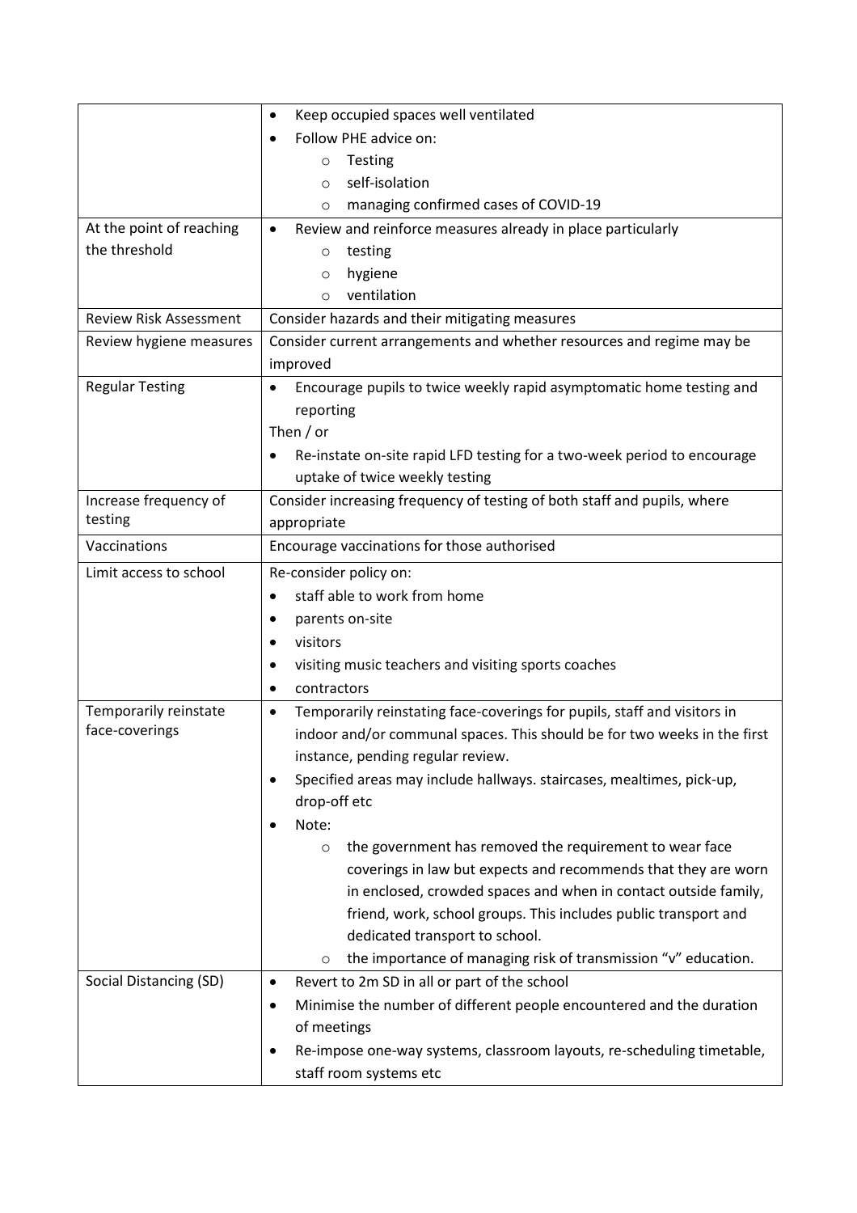| | |
|---|---|
| | • Keep occupied spaces well ventilated<br>• Follow PHE advice on:<br>  ○ Testing<br>  ○ self-isolation<br>  ○ managing confirmed cases of COVID-19 |
| At the point of reaching the threshold | • Review and reinforce measures already in place particularly<br>  ○ testing<br>  ○ hygiene<br>  ○ ventilation |
| Review Risk Assessment | Consider hazards and their mitigating measures |
| Review hygiene measures | Consider current arrangements and whether resources and regime may be improved |
| Regular Testing | • Encourage pupils to twice weekly rapid asymptomatic home testing and reporting<br>Then / or<br>• Re-instate on-site rapid LFD testing for a two-week period to encourage uptake of twice weekly testing |
| Increase frequency of testing | Consider increasing frequency of testing of both staff and pupils, where appropriate |
| Vaccinations | Encourage vaccinations for those authorised |
| Limit access to school | Re-consider policy on:<br>• staff able to work from home<br>• parents on-site<br>• visitors<br>• visiting music teachers and visiting sports coaches<br>• contractors |
| Temporarily reinstate face-coverings | • Temporarily reinstating face-coverings for pupils, staff and visitors in indoor and/or communal spaces. This should be for two weeks in the first instance, pending regular review.<br>• Specified areas may include hallways. staircases, mealtimes, pick-up, drop-off etc<br>• Note:<br>  ○ the government has removed the requirement to wear face coverings in law but expects and recommends that they are worn in enclosed, crowded spaces and when in contact outside family, friend, work, school groups. This includes public transport and dedicated transport to school.<br>  ○ the importance of managing risk of transmission "v" education. |
| Social Distancing (SD) | • Revert to 2m SD in all or part of the school<br>• Minimise the number of different people encountered and the duration of meetings<br>• Re-impose one-way systems, classroom layouts, re-scheduling timetable, staff room systems etc |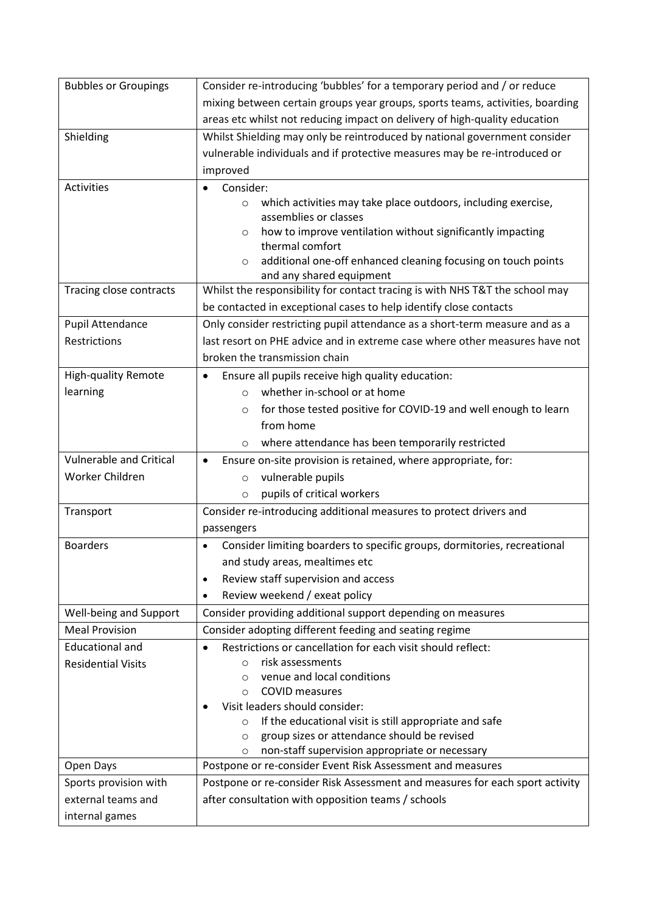| | |
|---|---|
| Bubbles or Groupings | Consider re-introducing 'bubbles' for a temporary period and / or reduce mixing between certain groups year groups, sports teams, activities, boarding areas etc whilst not reducing impact on delivery of high-quality education |
| Shielding | Whilst Shielding may only be reintroduced by national government consider vulnerable individuals and if protective measures may be re-introduced or improved |
| Activities | • Consider:<br>  ○ which activities may take place outdoors, including exercise, assemblies or classes<br>  ○ how to improve ventilation without significantly impacting thermal comfort<br>  ○ additional one-off enhanced cleaning focusing on touch points and any shared equipment |
| Tracing close contracts | Whilst the responsibility for contact tracing is with NHS T&T the school may be contacted in exceptional cases to help identify close contacts |
| Pupil Attendance Restrictions | Only consider restricting pupil attendance as a short-term measure and as a last resort on PHE advice and in extreme case where other measures have not broken the transmission chain |
| High-quality Remote learning | • Ensure all pupils receive high quality education:<br>  ○ whether in-school or at home<br>  ○ for those tested positive for COVID-19 and well enough to learn from home<br>  ○ where attendance has been temporarily restricted |
| Vulnerable and Critical Worker Children | • Ensure on-site provision is retained, where appropriate, for:<br>  ○ vulnerable pupils<br>  ○ pupils of critical workers |
| Transport | Consider re-introducing additional measures to protect drivers and passengers |
| Boarders | • Consider limiting boarders to specific groups, dormitories, recreational and study areas, mealtimes etc<br>• Review staff supervision and access<br>• Review weekend / exeat policy |
| Well-being and Support | Consider providing additional support depending on measures |
| Meal Provision | Consider adopting different feeding and seating regime |
| Educational and Residential Visits | • Restrictions or cancellation for each visit should reflect:<br>  ○ risk assessments<br>  ○ venue and local conditions<br>  ○ COVID measures<br>• Visit leaders should consider:<br>  ○ If the educational visit is still appropriate and safe<br>  ○ group sizes or attendance should be revised<br>  ○ non-staff supervision appropriate or necessary |
| Open Days | Postpone or re-consider Event Risk Assessment and measures |
| Sports provision with external teams and internal games | Postpone or re-consider Risk Assessment and measures for each sport activity after consultation with opposition teams / schools |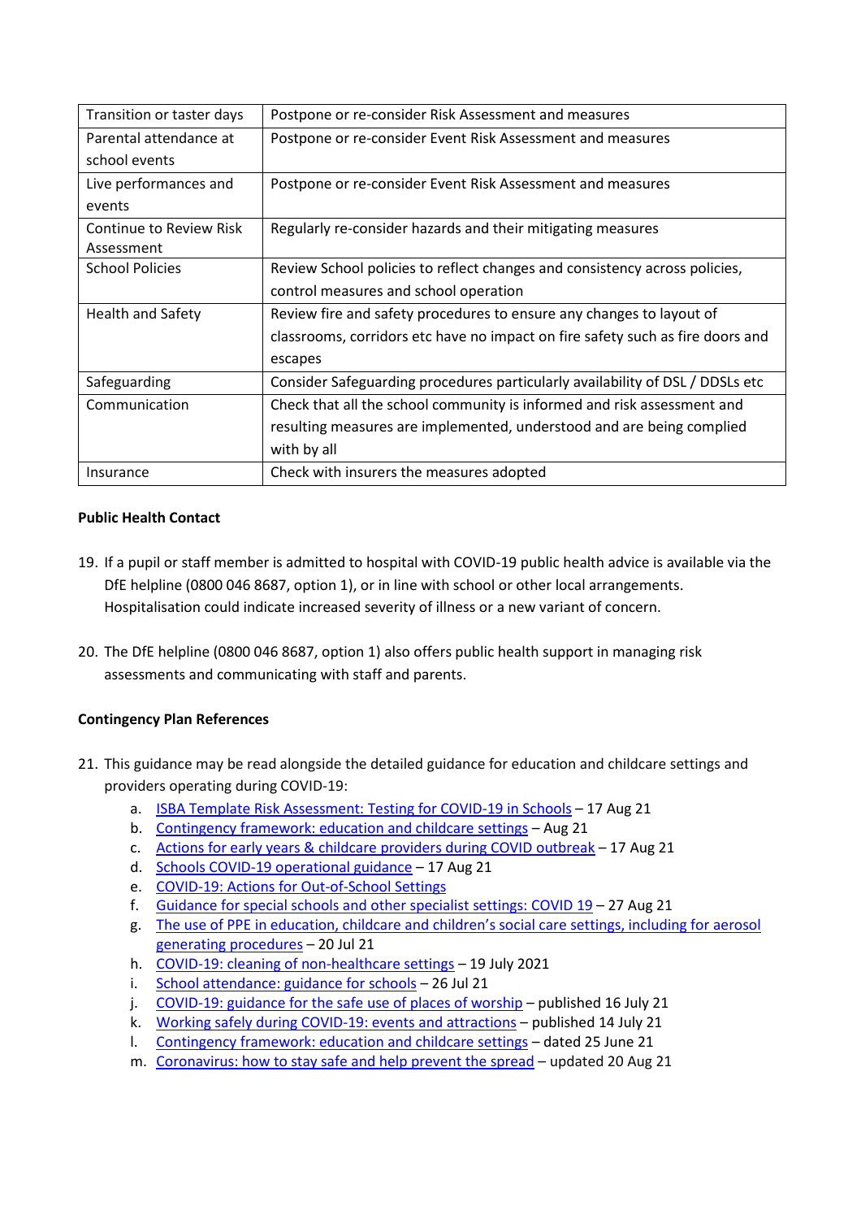| | |
|---|---|
| Transition or taster days | Postpone or re-consider Risk Assessment and measures |
| Parental attendance at school events | Postpone or re-consider Event Risk Assessment and measures |
| Live performances and events | Postpone or re-consider Event Risk Assessment and measures |
| Continue to Review Risk Assessment | Regularly re-consider hazards and their mitigating measures |
| School Policies | Review School policies to reflect changes and consistency across policies, control measures and school operation |
| Health and Safety | Review fire and safety procedures to ensure any changes to layout of classrooms, corridors etc have no impact on fire safety such as fire doors and escapes |
| Safeguarding | Consider Safeguarding procedures particularly availability of DSL / DDSLs etc |
| Communication | Check that all the school community is informed and risk assessment and resulting measures are implemented, understood and are being complied with by all |
| Insurance | Check with insurers the measures adopted |

**Public Health Contact**

19. If a pupil or staff member is admitted to hospital with COVID-19 public health advice is available via the DfE helpline (0800 046 8687, option 1), or in line with school or other local arrangements. Hospitalisation could indicate increased severity of illness or a new variant of concern.

20. The DfE helpline (0800 046 8687, option 1) also offers public health support in managing risk assessments and communicating with staff and parents.

**Contingency Plan References**

21. This guidance may be read alongside the detailed guidance for education and childcare settings and providers operating during COVID-19:
    a. ISBA Template Risk Assessment: Testing for COVID-19 in Schools – 17 Aug 21
    b. Contingency framework: education and childcare settings – Aug 21
    c. Actions for early years & childcare providers during COVID outbreak – 17 Aug 21
    d. Schools COVID-19 operational guidance – 17 Aug 21
    e. COVID-19: Actions for Out-of-School Settings
    f. Guidance for special schools and other specialist settings: COVID 19 – 27 Aug 21
    g. The use of PPE in education, childcare and children's social care settings, including for aerosol generating procedures – 20 Jul 21
    h. COVID-19: cleaning of non-healthcare settings – 19 July 2021
    i. School attendance: guidance for schools – 26 Jul 21
    j. COVID-19: guidance for the safe use of places of worship – published 16 July 21
    k. Working safely during COVID-19: events and attractions – published 14 July 21
    l. Contingency framework: education and childcare settings – dated 25 June 21
    m. Coronavirus: how to stay safe and help prevent the spread – updated 20 Aug 21